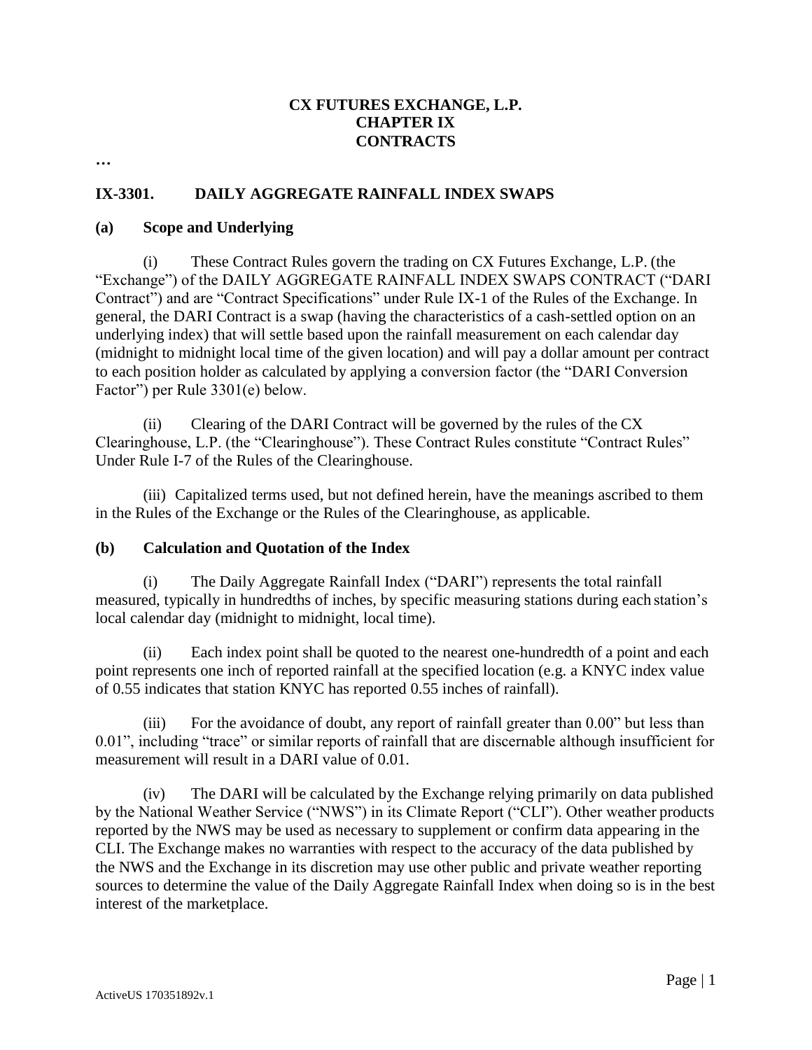**CX FUTURES EXCHANGE, L.P.**
**CHAPTER IX**
**CONTRACTS**

…

## IX-3301. DAILY AGGREGATE RAINFALL INDEX SWAPS

### (a) Scope and Underlying

(i) These Contract Rules govern the trading on CX Futures Exchange, L.P. (the "Exchange") of the DAILY AGGREGATE RAINFALL INDEX SWAPS CONTRACT ("DARI Contract") and are "Contract Specifications" under Rule IX-1 of the Rules of the Exchange. In general, the DARI Contract is a swap (having the characteristics of a cash-settled option on an underlying index) that will settle based upon the rainfall measurement on each calendar day (midnight to midnight local time of the given location) and will pay a dollar amount per contract to each position holder as calculated by applying a conversion factor (the "DARI Conversion Factor") per Rule 3301(e) below.

(ii) Clearing of the DARI Contract will be governed by the rules of the CX Clearinghouse, L.P. (the "Clearinghouse"). These Contract Rules constitute "Contract Rules" Under Rule I-7 of the Rules of the Clearinghouse.

(iii) Capitalized terms used, but not defined herein, have the meanings ascribed to them in the Rules of the Exchange or the Rules of the Clearinghouse, as applicable.

### (b) Calculation and Quotation of the Index

(i) The Daily Aggregate Rainfall Index ("DARI") represents the total rainfall measured, typically in hundredths of inches, by specific measuring stations during each station's local calendar day (midnight to midnight, local time).

(ii) Each index point shall be quoted to the nearest one-hundredth of a point and each point represents one inch of reported rainfall at the specified location (e.g. a KNYC index value of 0.55 indicates that station KNYC has reported 0.55 inches of rainfall).

(iii) For the avoidance of doubt, any report of rainfall greater than 0.00" but less than 0.01", including "trace" or similar reports of rainfall that are discernable although insufficient for measurement will result in a DARI value of 0.01.

(iv) The DARI will be calculated by the Exchange relying primarily on data published by the National Weather Service ("NWS") in its Climate Report ("CLI"). Other weather products reported by the NWS may be used as necessary to supplement or confirm data appearing in the CLI. The Exchange makes no warranties with respect to the accuracy of the data published by the NWS and the Exchange in its discretion may use other public and private weather reporting sources to determine the value of the Daily Aggregate Rainfall Index when doing so is in the best interest of the marketplace.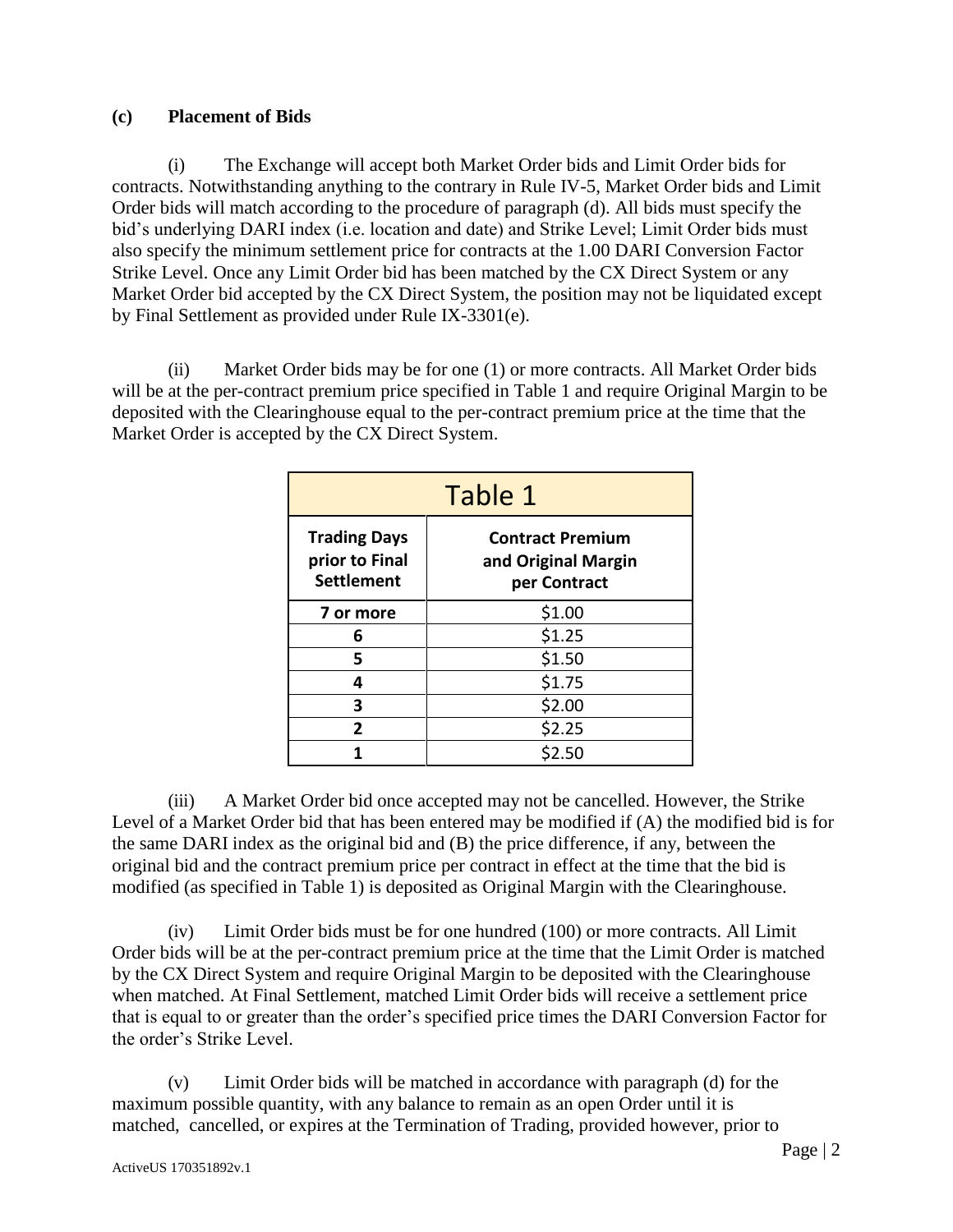**(c) Placement of Bids**

(i) The Exchange will accept both Market Order bids and Limit Order bids for contracts. Notwithstanding anything to the contrary in Rule IV-5, Market Order bids and Limit Order bids will match according to the procedure of paragraph (d). All bids must specify the bid's underlying DARI index (i.e. location and date) and Strike Level; Limit Order bids must also specify the minimum settlement price for contracts at the 1.00 DARI Conversion Factor Strike Level. Once any Limit Order bid has been matched by the CX Direct System or any Market Order bid accepted by the CX Direct System, the position may not be liquidated except by Final Settlement as provided under Rule IX-3301(e).

(ii) Market Order bids may be for one (1) or more contracts. All Market Order bids will be at the per-contract premium price specified in Table 1 and require Original Margin to be deposited with the Clearinghouse equal to the per-contract premium price at the time that the Market Order is accepted by the CX Direct System.

| Table 1 | |
|---|---|
| **Trading Days prior to Final Settlement** | **Contract Premium and Original Margin per Contract** |
| **7 or more** | $1.00 |
| **6** | $1.25 |
| **5** | $1.50 |
| **4** | $1.75 |
| **3** | $2.00 |
| **2** | $2.25 |
| **1** | $2.50 |

(iii) A Market Order bid once accepted may not be cancelled. However, the Strike Level of a Market Order bid that has been entered may be modified if (A) the modified bid is for the same DARI index as the original bid and (B) the price difference, if any, between the original bid and the contract premium price per contract in effect at the time that the bid is modified (as specified in Table 1) is deposited as Original Margin with the Clearinghouse.

(iv) Limit Order bids must be for one hundred (100) or more contracts. All Limit Order bids will be at the per-contract premium price at the time that the Limit Order is matched by the CX Direct System and require Original Margin to be deposited with the Clearinghouse when matched. At Final Settlement, matched Limit Order bids will receive a settlement price that is equal to or greater than the order's specified price times the DARI Conversion Factor for the order's Strike Level.

(v) Limit Order bids will be matched in accordance with paragraph (d) for the maximum possible quantity, with any balance to remain as an open Order until it is matched, cancelled, or expires at the Termination of Trading, provided however, prior to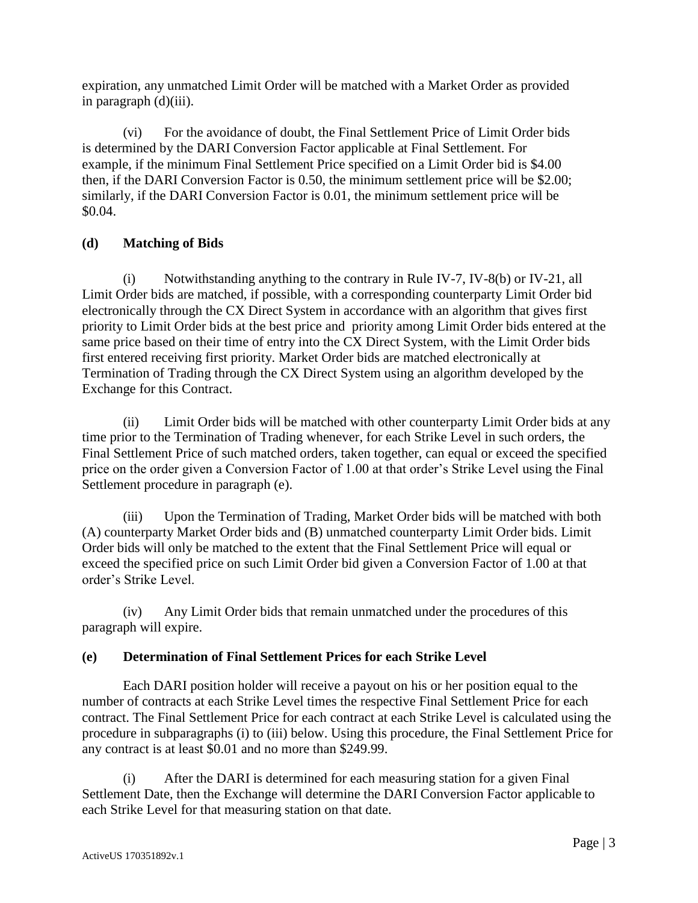expiration, any unmatched Limit Order will be matched with a Market Order as provided in paragraph (d)(iii).

(vi) For the avoidance of doubt, the Final Settlement Price of Limit Order bids is determined by the DARI Conversion Factor applicable at Final Settlement. For example, if the minimum Final Settlement Price specified on a Limit Order bid is $4.00 then, if the DARI Conversion Factor is 0.50, the minimum settlement price will be $2.00; similarly, if the DARI Conversion Factor is 0.01, the minimum settlement price will be $0.04.

### (d) Matching of Bids

(i) Notwithstanding anything to the contrary in Rule IV-7, IV-8(b) or IV-21, all Limit Order bids are matched, if possible, with a corresponding counterparty Limit Order bid electronically through the CX Direct System in accordance with an algorithm that gives first priority to Limit Order bids at the best price and priority among Limit Order bids entered at the same price based on their time of entry into the CX Direct System, with the Limit Order bids first entered receiving first priority. Market Order bids are matched electronically at Termination of Trading through the CX Direct System using an algorithm developed by the Exchange for this Contract.

(ii) Limit Order bids will be matched with other counterparty Limit Order bids at any time prior to the Termination of Trading whenever, for each Strike Level in such orders, the Final Settlement Price of such matched orders, taken together, can equal or exceed the specified price on the order given a Conversion Factor of 1.00 at that order's Strike Level using the Final Settlement procedure in paragraph (e).

(iii) Upon the Termination of Trading, Market Order bids will be matched with both (A) counterparty Market Order bids and (B) unmatched counterparty Limit Order bids. Limit Order bids will only be matched to the extent that the Final Settlement Price will equal or exceed the specified price on such Limit Order bid given a Conversion Factor of 1.00 at that order's Strike Level.

(iv) Any Limit Order bids that remain unmatched under the procedures of this paragraph will expire.

### (e) Determination of Final Settlement Prices for each Strike Level

Each DARI position holder will receive a payout on his or her position equal to the number of contracts at each Strike Level times the respective Final Settlement Price for each contract. The Final Settlement Price for each contract at each Strike Level is calculated using the procedure in subparagraphs (i) to (iii) below. Using this procedure, the Final Settlement Price for any contract is at least $0.01 and no more than $249.99.

(i) After the DARI is determined for each measuring station for a given Final Settlement Date, then the Exchange will determine the DARI Conversion Factor applicable to each Strike Level for that measuring station on that date.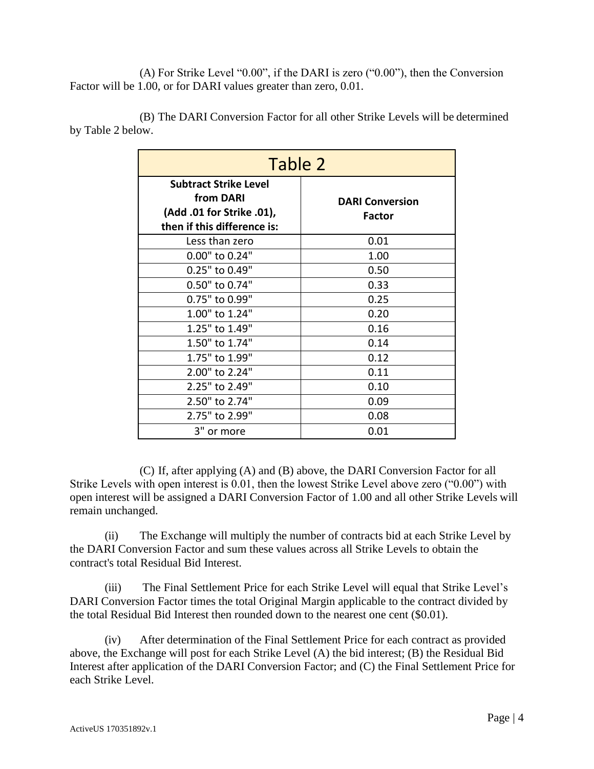(A) For Strike Level "0.00", if the DARI is zero ("0.00"), then the Conversion Factor will be 1.00, or for DARI values greater than zero, 0.01.

(B) The DARI Conversion Factor for all other Strike Levels will be determined by Table 2 below.

| Table 2 | |
|---|---|
| **Subtract Strike Level from DARI (Add .01 for Strike .01), then if this difference is:** | **DARI Conversion Factor** |
| Less than zero | 0.01 |
| 0.00" to 0.24" | 1.00 |
| 0.25" to 0.49" | 0.50 |
| 0.50" to 0.74" | 0.33 |
| 0.75" to 0.99" | 0.25 |
| 1.00" to 1.24" | 0.20 |
| 1.25" to 1.49" | 0.16 |
| 1.50" to 1.74" | 0.14 |
| 1.75" to 1.99" | 0.12 |
| 2.00" to 2.24" | 0.11 |
| 2.25" to 2.49" | 0.10 |
| 2.50" to 2.74" | 0.09 |
| 2.75" to 2.99" | 0.08 |
| 3" or more | 0.01 |

(C) If, after applying (A) and (B) above, the DARI Conversion Factor for all Strike Levels with open interest is 0.01, then the lowest Strike Level above zero ("0.00") with open interest will be assigned a DARI Conversion Factor of 1.00 and all other Strike Levels will remain unchanged.

(ii) The Exchange will multiply the number of contracts bid at each Strike Level by the DARI Conversion Factor and sum these values across all Strike Levels to obtain the contract's total Residual Bid Interest.

(iii) The Final Settlement Price for each Strike Level will equal that Strike Level's DARI Conversion Factor times the total Original Margin applicable to the contract divided by the total Residual Bid Interest then rounded down to the nearest one cent ($0.01).

(iv) After determination of the Final Settlement Price for each contract as provided above, the Exchange will post for each Strike Level (A) the bid interest; (B) the Residual Bid Interest after application of the DARI Conversion Factor; and (C) the Final Settlement Price for each Strike Level.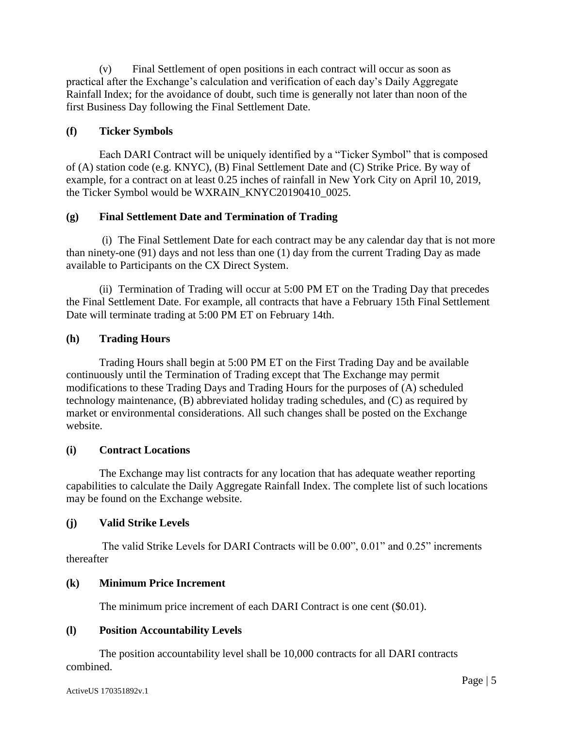(v) Final Settlement of open positions in each contract will occur as soon as practical after the Exchange's calculation and verification of each day's Daily Aggregate Rainfall Index; for the avoidance of doubt, such time is generally not later than noon of the first Business Day following the Final Settlement Date.

**(f) Ticker Symbols**

Each DARI Contract will be uniquely identified by a "Ticker Symbol" that is composed of (A) station code (e.g. KNYC), (B) Final Settlement Date and (C) Strike Price. By way of example, for a contract on at least 0.25 inches of rainfall in New York City on April 10, 2019, the Ticker Symbol would be WXRAIN_KNYC20190410_0025.

**(g) Final Settlement Date and Termination of Trading**

(i) The Final Settlement Date for each contract may be any calendar day that is not more than ninety-one (91) days and not less than one (1) day from the current Trading Day as made available to Participants on the CX Direct System.

(ii) Termination of Trading will occur at 5:00 PM ET on the Trading Day that precedes the Final Settlement Date. For example, all contracts that have a February 15th Final Settlement Date will terminate trading at 5:00 PM ET on February 14th.

**(h) Trading Hours**

Trading Hours shall begin at 5:00 PM ET on the First Trading Day and be available continuously until the Termination of Trading except that The Exchange may permit modifications to these Trading Days and Trading Hours for the purposes of (A) scheduled technology maintenance, (B) abbreviated holiday trading schedules, and (C) as required by market or environmental considerations. All such changes shall be posted on the Exchange website.

**(i) Contract Locations**

The Exchange may list contracts for any location that has adequate weather reporting capabilities to calculate the Daily Aggregate Rainfall Index. The complete list of such locations may be found on the Exchange website.

**(j) Valid Strike Levels**

The valid Strike Levels for DARI Contracts will be 0.00", 0.01" and 0.25" increments thereafter

**(k) Minimum Price Increment**

The minimum price increment of each DARI Contract is one cent ($0.01).

**(l) Position Accountability Levels**

The position accountability level shall be 10,000 contracts for all DARI contracts combined.

ActiveUS 170351892v.1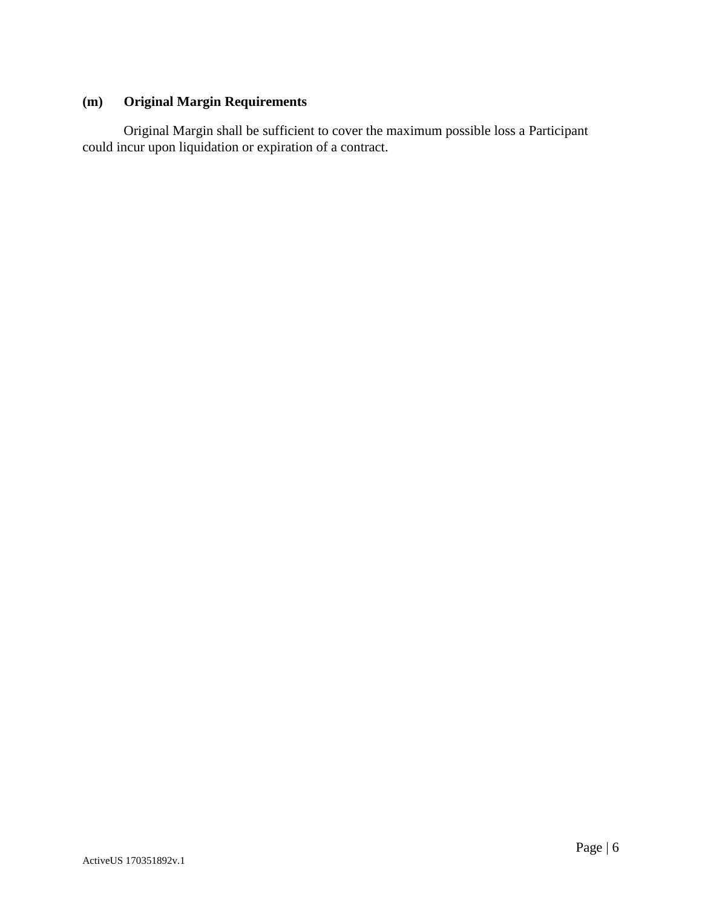**(m) Original Margin Requirements**

Original Margin shall be sufficient to cover the maximum possible loss a Participant could incur upon liquidation or expiration of a contract.